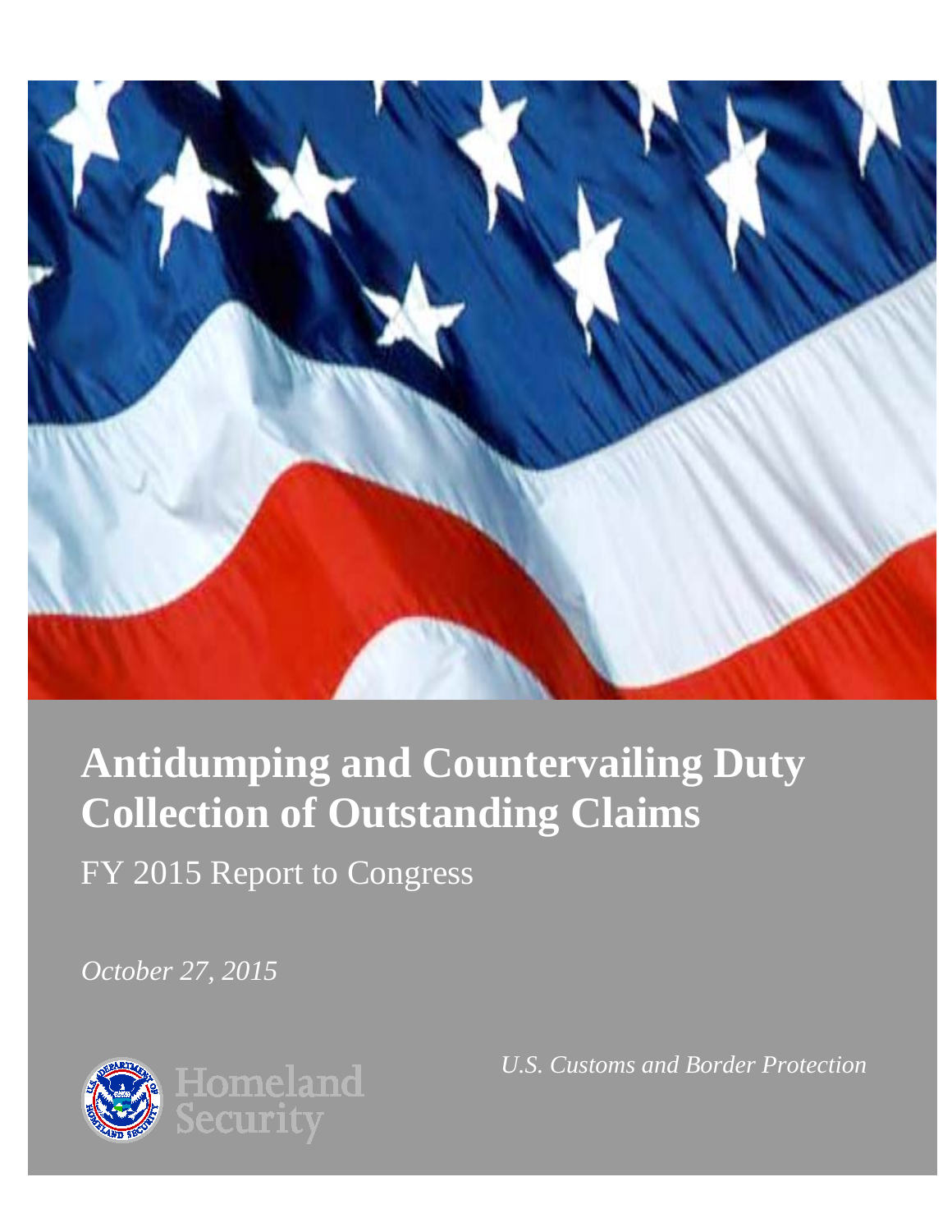# Antidumping and Countervailing Duty Collection of Outstanding Claims

FY 2015 Report to Congress

*October 27, 2015*

Homeland Security

*U.S. Customs and Border Protection*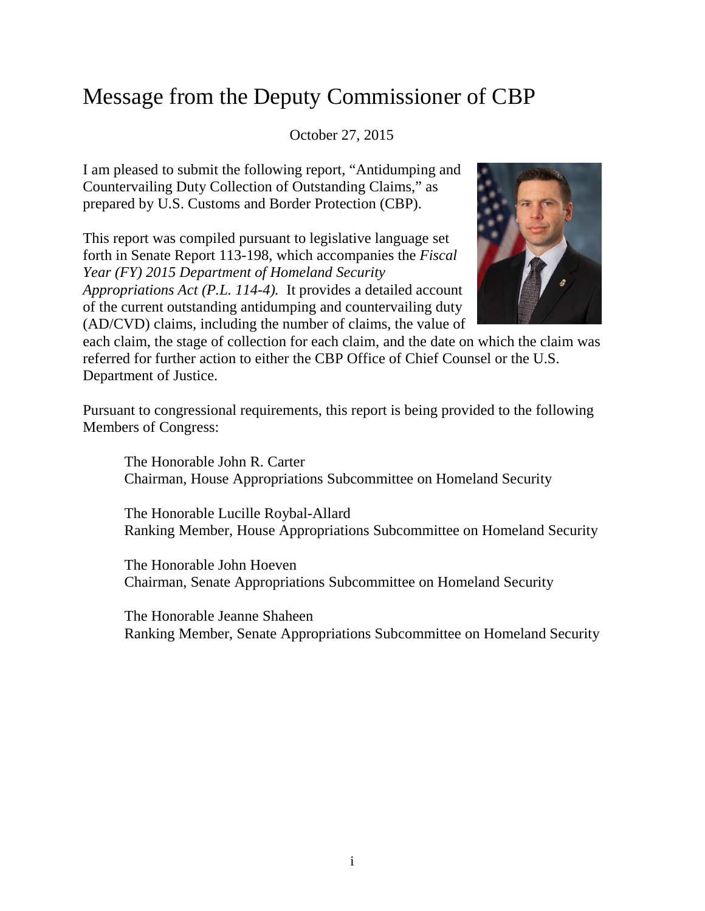# Message from the Deputy Commissioner of CBP

October 27, 2015

I am pleased to submit the following report, "Antidumping and Countervailing Duty Collection of Outstanding Claims," as prepared by U.S. Customs and Border Protection (CBP).

This report was compiled pursuant to legislative language set forth in Senate Report 113-198, which accompanies the *Fiscal Year (FY) 2015 Department of Homeland Security Appropriations Act (P.L. 114-4).* It provides a detailed account of the current outstanding antidumping and countervailing duty (AD/CVD) claims, including the number of claims, the value of each claim, the stage of collection for each claim, and the date on which the claim was referred for further action to either the CBP Office of Chief Counsel or the U.S. Department of Justice.

Pursuant to congressional requirements, this report is being provided to the following Members of Congress:

The Honorable John R. Carter
Chairman, House Appropriations Subcommittee on Homeland Security

The Honorable Lucille Roybal-Allard
Ranking Member, House Appropriations Subcommittee on Homeland Security

The Honorable John Hoeven
Chairman, Senate Appropriations Subcommittee on Homeland Security

The Honorable Jeanne Shaheen
Ranking Member, Senate Appropriations Subcommittee on Homeland Security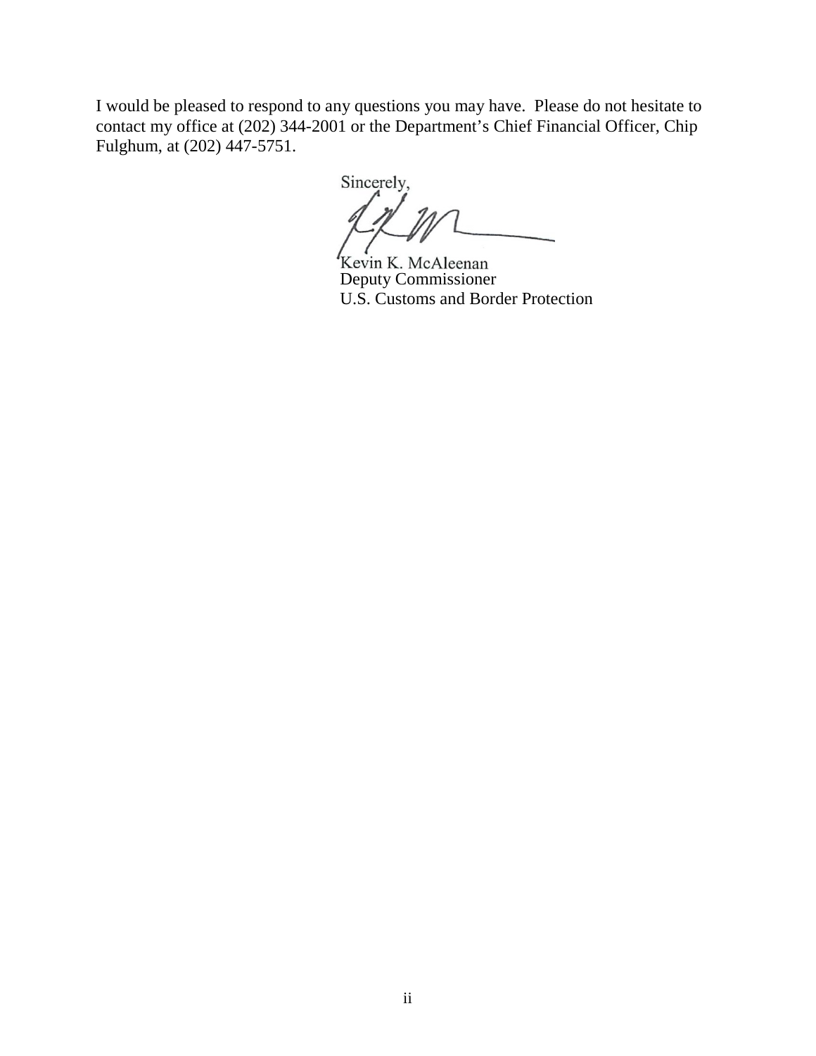I would be pleased to respond to any questions you may have. Please do not hesitate to contact my office at (202) 344-2001 or the Department's Chief Financial Officer, Chip Fulghum, at (202) 447-5751.

Sincerely,

Kevin K. McAleenan
Deputy Commissioner
U.S. Customs and Border Protection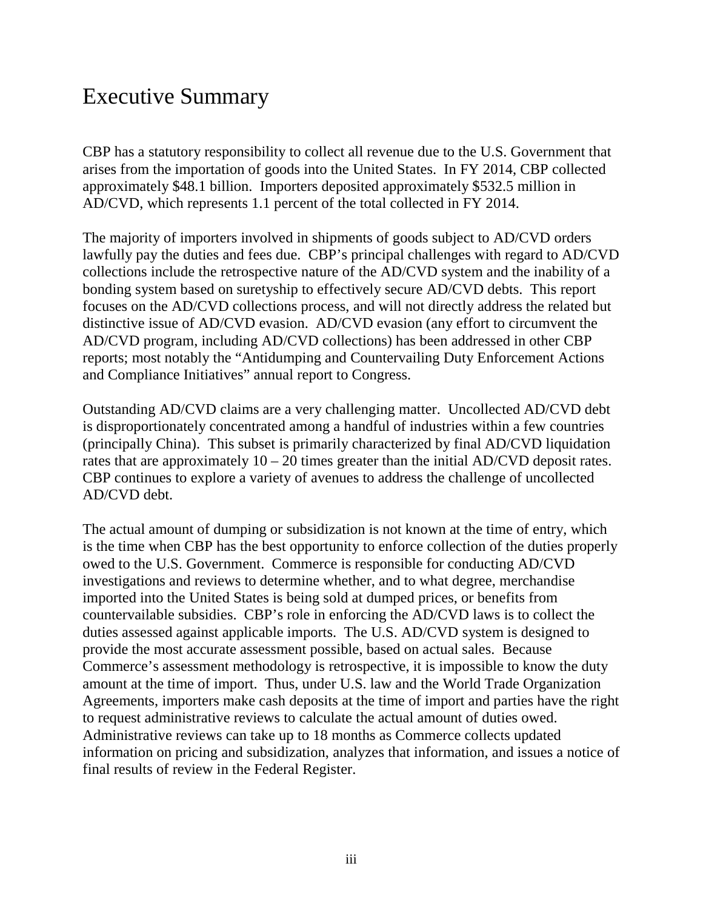# Executive Summary

CBP has a statutory responsibility to collect all revenue due to the U.S. Government that arises from the importation of goods into the United States. In FY 2014, CBP collected approximately $48.1 billion. Importers deposited approximately $532.5 million in AD/CVD, which represents 1.1 percent of the total collected in FY 2014.

The majority of importers involved in shipments of goods subject to AD/CVD orders lawfully pay the duties and fees due. CBP's principal challenges with regard to AD/CVD collections include the retrospective nature of the AD/CVD system and the inability of a bonding system based on suretyship to effectively secure AD/CVD debts. This report focuses on the AD/CVD collections process, and will not directly address the related but distinctive issue of AD/CVD evasion. AD/CVD evasion (any effort to circumvent the AD/CVD program, including AD/CVD collections) has been addressed in other CBP reports; most notably the "Antidumping and Countervailing Duty Enforcement Actions and Compliance Initiatives" annual report to Congress.

Outstanding AD/CVD claims are a very challenging matter. Uncollected AD/CVD debt is disproportionately concentrated among a handful of industries within a few countries (principally China). This subset is primarily characterized by final AD/CVD liquidation rates that are approximately 10 – 20 times greater than the initial AD/CVD deposit rates. CBP continues to explore a variety of avenues to address the challenge of uncollected AD/CVD debt.

The actual amount of dumping or subsidization is not known at the time of entry, which is the time when CBP has the best opportunity to enforce collection of the duties properly owed to the U.S. Government. Commerce is responsible for conducting AD/CVD investigations and reviews to determine whether, and to what degree, merchandise imported into the United States is being sold at dumped prices, or benefits from countervailable subsidies. CBP's role in enforcing the AD/CVD laws is to collect the duties assessed against applicable imports. The U.S. AD/CVD system is designed to provide the most accurate assessment possible, based on actual sales. Because Commerce's assessment methodology is retrospective, it is impossible to know the duty amount at the time of import. Thus, under U.S. law and the World Trade Organization Agreements, importers make cash deposits at the time of import and parties have the right to request administrative reviews to calculate the actual amount of duties owed. Administrative reviews can take up to 18 months as Commerce collects updated information on pricing and subsidization, analyzes that information, and issues a notice of final results of review in the Federal Register.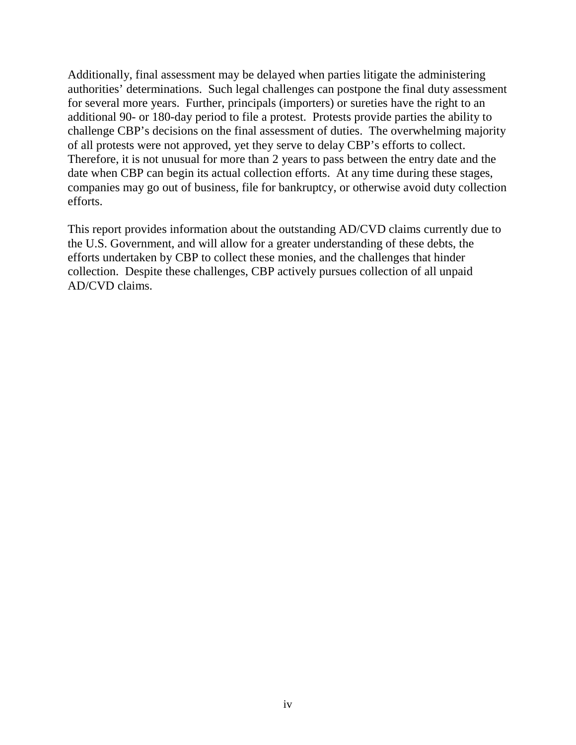Additionally, final assessment may be delayed when parties litigate the administering authorities' determinations. Such legal challenges can postpone the final duty assessment for several more years. Further, principals (importers) or sureties have the right to an additional 90- or 180-day period to file a protest. Protests provide parties the ability to challenge CBP's decisions on the final assessment of duties. The overwhelming majority of all protests were not approved, yet they serve to delay CBP's efforts to collect. Therefore, it is not unusual for more than 2 years to pass between the entry date and the date when CBP can begin its actual collection efforts. At any time during these stages, companies may go out of business, file for bankruptcy, or otherwise avoid duty collection efforts.

This report provides information about the outstanding AD/CVD claims currently due to the U.S. Government, and will allow for a greater understanding of these debts, the efforts undertaken by CBP to collect these monies, and the challenges that hinder collection. Despite these challenges, CBP actively pursues collection of all unpaid AD/CVD claims.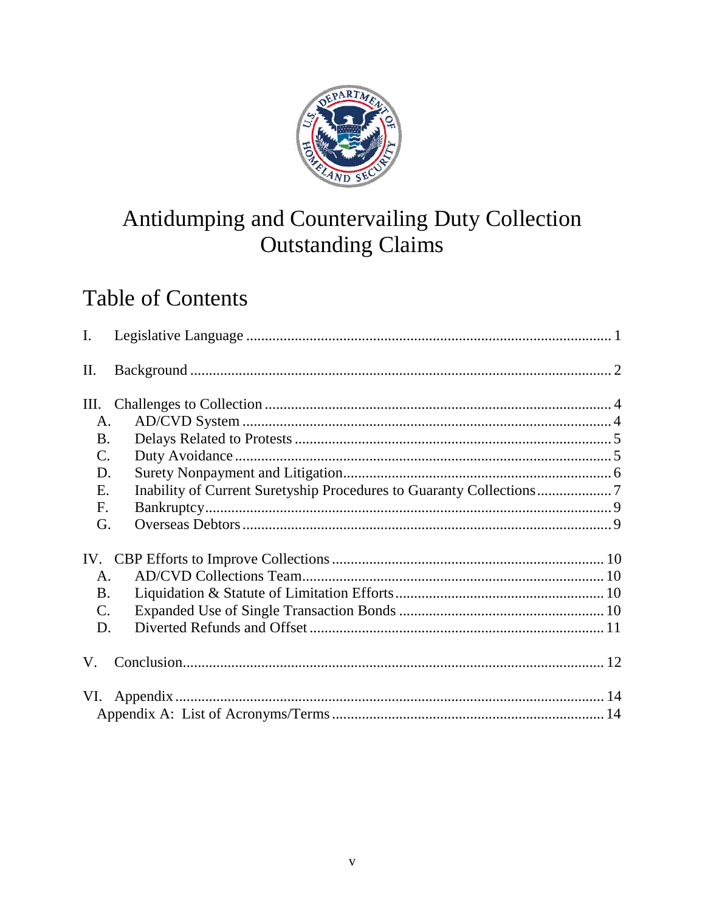# Antidumping and Countervailing Duty Collection Outstanding Claims

## Table of Contents

I. Legislative Language ..... 1

II. Background ..... 2

III. Challenges to Collection ..... 4
- A. AD/CVD System ..... 4
- B. Delays Related to Protests ..... 5
- C. Duty Avoidance ..... 5
- D. Surety Nonpayment and Litigation ..... 6
- E. Inability of Current Suretyship Procedures to Guaranty Collections ..... 7
- F. Bankruptcy ..... 9
- G. Overseas Debtors ..... 9

IV. CBP Efforts to Improve Collections ..... 10
- A. AD/CVD Collections Team ..... 10
- B. Liquidation & Statute of Limitation Efforts ..... 10
- C. Expanded Use of Single Transaction Bonds ..... 10
- D. Diverted Refunds and Offset ..... 11

V. Conclusion ..... 12

VI. Appendix ..... 14
- Appendix A: List of Acronyms/Terms ..... 14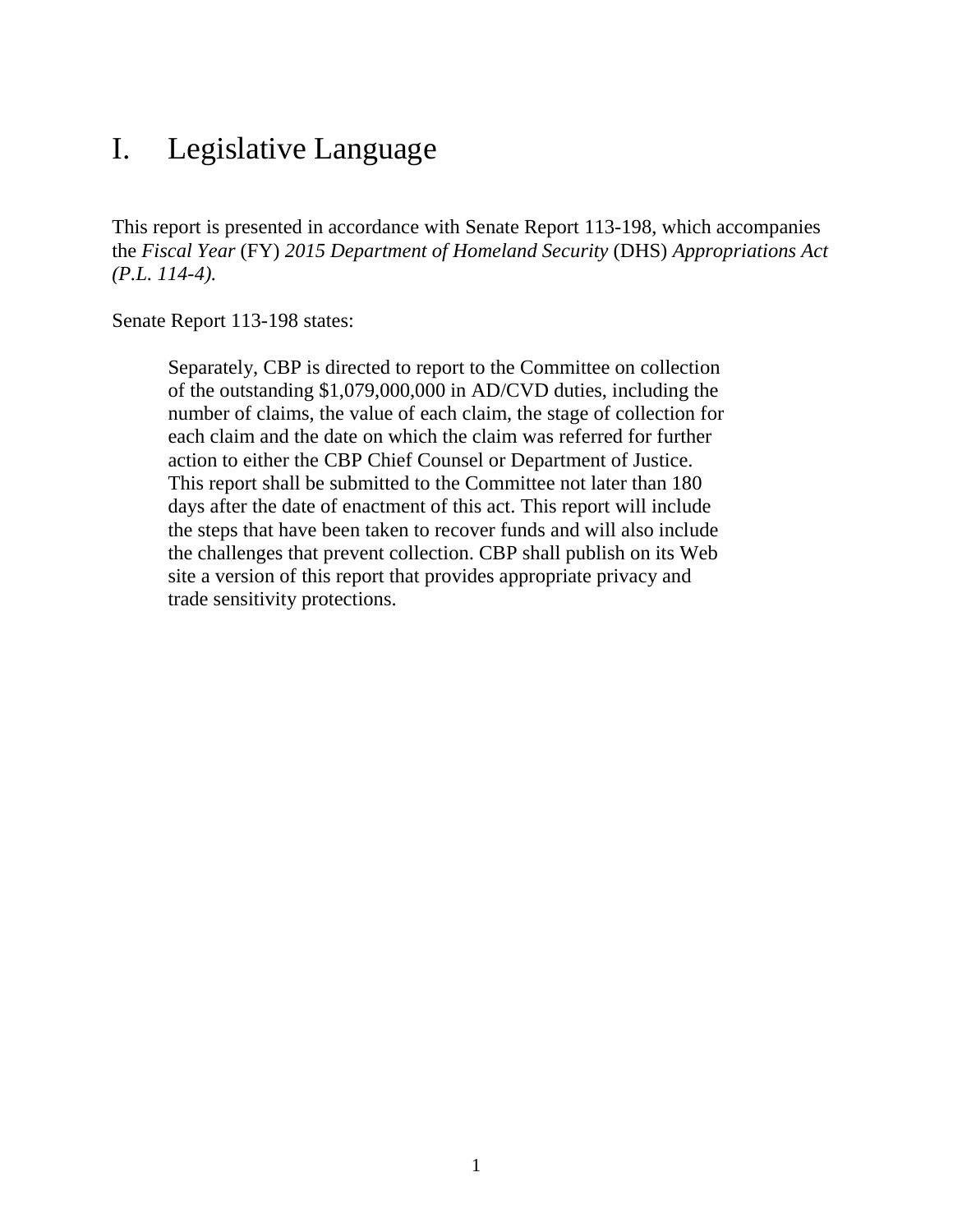# I. Legislative Language

This report is presented in accordance with Senate Report 113-198, which accompanies the *Fiscal Year* (FY) *2015 Department of Homeland Security* (DHS) *Appropriations Act (P.L. 114-4).*

Senate Report 113-198 states:

> Separately, CBP is directed to report to the Committee on collection of the outstanding $1,079,000,000 in AD/CVD duties, including the number of claims, the value of each claim, the stage of collection for each claim and the date on which the claim was referred for further action to either the CBP Chief Counsel or Department of Justice. This report shall be submitted to the Committee not later than 180 days after the date of enactment of this act. This report will include the steps that have been taken to recover funds and will also include the challenges that prevent collection. CBP shall publish on its Web site a version of this report that provides appropriate privacy and trade sensitivity protections.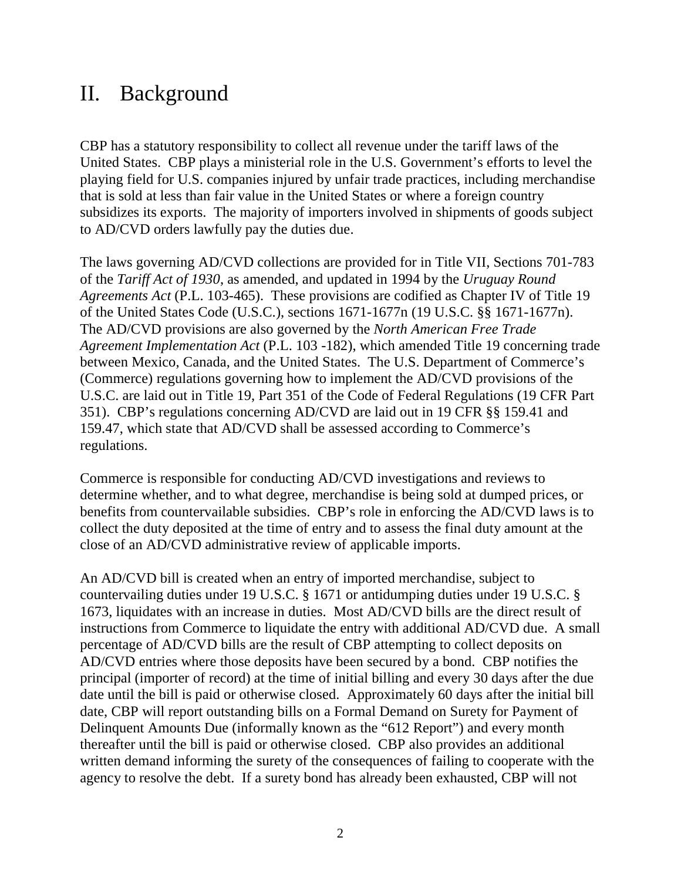# II. Background

CBP has a statutory responsibility to collect all revenue under the tariff laws of the United States. CBP plays a ministerial role in the U.S. Government's efforts to level the playing field for U.S. companies injured by unfair trade practices, including merchandise that is sold at less than fair value in the United States or where a foreign country subsidizes its exports. The majority of importers involved in shipments of goods subject to AD/CVD orders lawfully pay the duties due.

The laws governing AD/CVD collections are provided for in Title VII, Sections 701-783 of the *Tariff Act of 1930*, as amended, and updated in 1994 by the *Uruguay Round Agreements Act* (P.L. 103-465). These provisions are codified as Chapter IV of Title 19 of the United States Code (U.S.C.), sections 1671-1677n (19 U.S.C. §§ 1671-1677n). The AD/CVD provisions are also governed by the *North American Free Trade Agreement Implementation Act* (P.L. 103 -182), which amended Title 19 concerning trade between Mexico, Canada, and the United States. The U.S. Department of Commerce's (Commerce) regulations governing how to implement the AD/CVD provisions of the U.S.C. are laid out in Title 19, Part 351 of the Code of Federal Regulations (19 CFR Part 351). CBP's regulations concerning AD/CVD are laid out in 19 CFR §§ 159.41 and 159.47, which state that AD/CVD shall be assessed according to Commerce's regulations.

Commerce is responsible for conducting AD/CVD investigations and reviews to determine whether, and to what degree, merchandise is being sold at dumped prices, or benefits from countervailable subsidies. CBP's role in enforcing the AD/CVD laws is to collect the duty deposited at the time of entry and to assess the final duty amount at the close of an AD/CVD administrative review of applicable imports.

An AD/CVD bill is created when an entry of imported merchandise, subject to countervailing duties under 19 U.S.C. § 1671 or antidumping duties under 19 U.S.C. § 1673, liquidates with an increase in duties. Most AD/CVD bills are the direct result of instructions from Commerce to liquidate the entry with additional AD/CVD due. A small percentage of AD/CVD bills are the result of CBP attempting to collect deposits on AD/CVD entries where those deposits have been secured by a bond. CBP notifies the principal (importer of record) at the time of initial billing and every 30 days after the due date until the bill is paid or otherwise closed. Approximately 60 days after the initial bill date, CBP will report outstanding bills on a Formal Demand on Surety for Payment of Delinquent Amounts Due (informally known as the "612 Report") and every month thereafter until the bill is paid or otherwise closed. CBP also provides an additional written demand informing the surety of the consequences of failing to cooperate with the agency to resolve the debt. If a surety bond has already been exhausted, CBP will not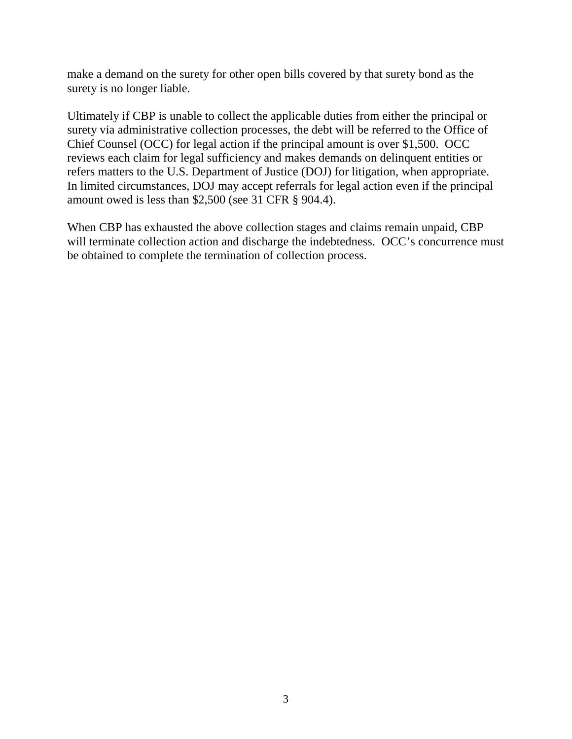make a demand on the surety for other open bills covered by that surety bond as the surety is no longer liable.

Ultimately if CBP is unable to collect the applicable duties from either the principal or surety via administrative collection processes, the debt will be referred to the Office of Chief Counsel (OCC) for legal action if the principal amount is over $1,500. OCC reviews each claim for legal sufficiency and makes demands on delinquent entities or refers matters to the U.S. Department of Justice (DOJ) for litigation, when appropriate. In limited circumstances, DOJ may accept referrals for legal action even if the principal amount owed is less than $2,500 (see 31 CFR § 904.4).

When CBP has exhausted the above collection stages and claims remain unpaid, CBP will terminate collection action and discharge the indebtedness. OCC's concurrence must be obtained to complete the termination of collection process.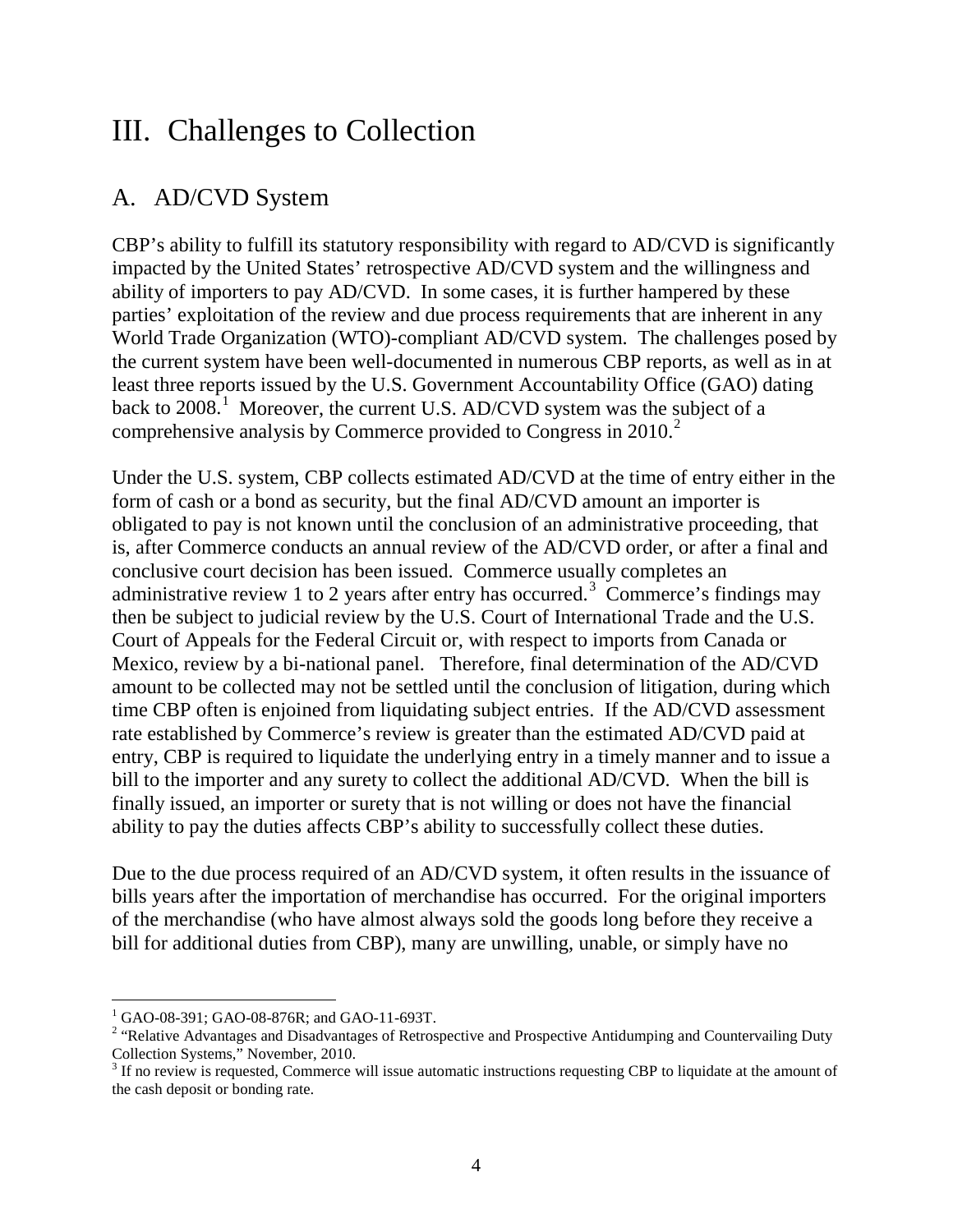# III. Challenges to Collection

## A. AD/CVD System

CBP's ability to fulfill its statutory responsibility with regard to AD/CVD is significantly impacted by the United States' retrospective AD/CVD system and the willingness and ability of importers to pay AD/CVD. In some cases, it is further hampered by these parties' exploitation of the review and due process requirements that are inherent in any World Trade Organization (WTO)-compliant AD/CVD system. The challenges posed by the current system have been well-documented in numerous CBP reports, as well as in at least three reports issued by the U.S. Government Accountability Office (GAO) dating back to 2008.[1] Moreover, the current U.S. AD/CVD system was the subject of a comprehensive analysis by Commerce provided to Congress in 2010.[2]

Under the U.S. system, CBP collects estimated AD/CVD at the time of entry either in the form of cash or a bond as security, but the final AD/CVD amount an importer is obligated to pay is not known until the conclusion of an administrative proceeding, that is, after Commerce conducts an annual review of the AD/CVD order, or after a final and conclusive court decision has been issued. Commerce usually completes an administrative review 1 to 2 years after entry has occurred.[3] Commerce's findings may then be subject to judicial review by the U.S. Court of International Trade and the U.S. Court of Appeals for the Federal Circuit or, with respect to imports from Canada or Mexico, review by a bi-national panel. Therefore, final determination of the AD/CVD amount to be collected may not be settled until the conclusion of litigation, during which time CBP often is enjoined from liquidating subject entries. If the AD/CVD assessment rate established by Commerce's review is greater than the estimated AD/CVD paid at entry, CBP is required to liquidate the underlying entry in a timely manner and to issue a bill to the importer and any surety to collect the additional AD/CVD. When the bill is finally issued, an importer or surety that is not willing or does not have the financial ability to pay the duties affects CBP's ability to successfully collect these duties.

Due to the due process required of an AD/CVD system, it often results in the issuance of bills years after the importation of merchandise has occurred. For the original importers of the merchandise (who have almost always sold the goods long before they receive a bill for additional duties from CBP), many are unwilling, unable, or simply have no

---

[1] GAO-08-391; GAO-08-876R; and GAO-11-693T.

[2] "Relative Advantages and Disadvantages of Retrospective and Prospective Antidumping and Countervailing Duty Collection Systems," November, 2010.

[3] If no review is requested, Commerce will issue automatic instructions requesting CBP to liquidate at the amount of the cash deposit or bonding rate.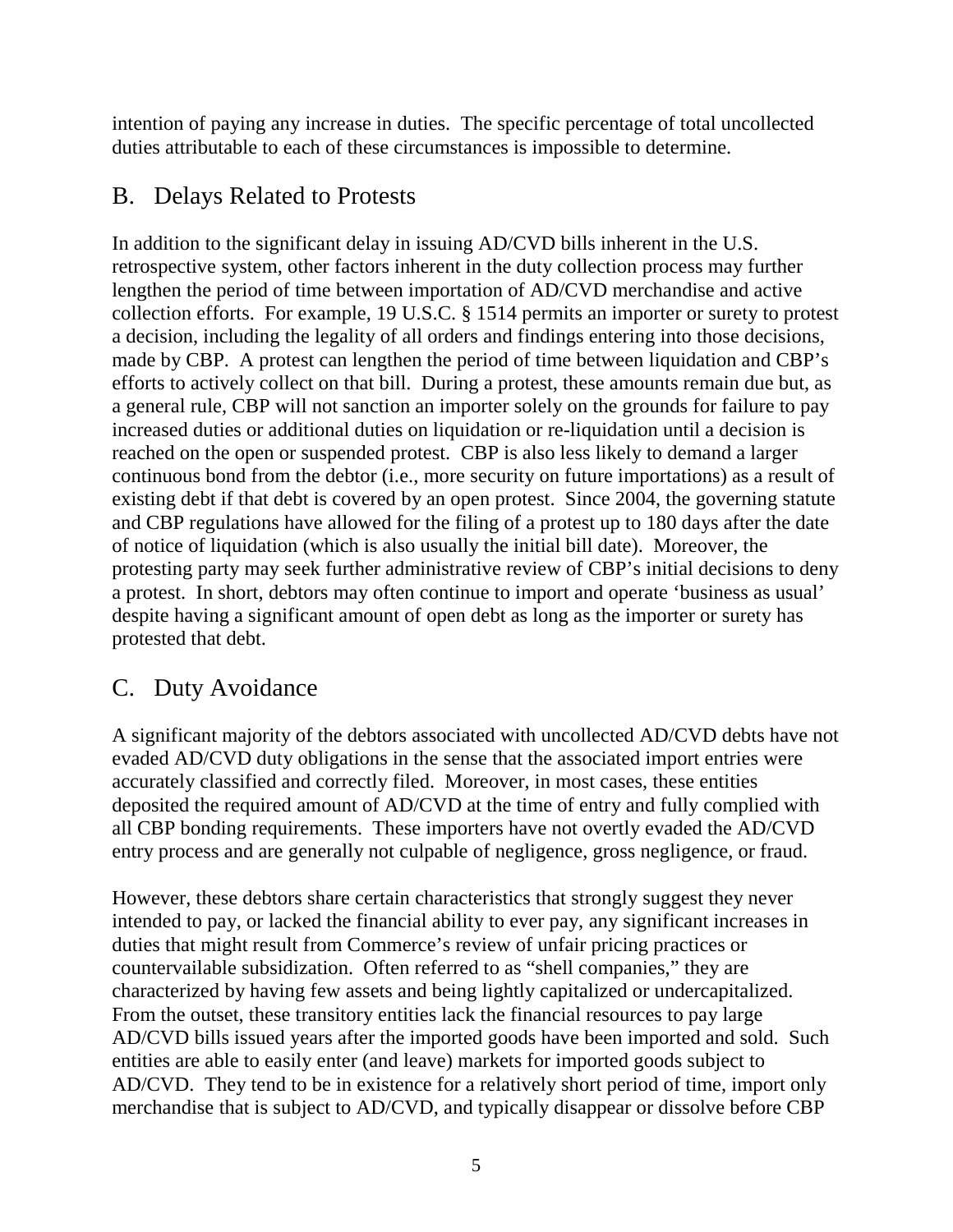intention of paying any increase in duties. The specific percentage of total uncollected duties attributable to each of these circumstances is impossible to determine.

## B. Delays Related to Protests

In addition to the significant delay in issuing AD/CVD bills inherent in the U.S. retrospective system, other factors inherent in the duty collection process may further lengthen the period of time between importation of AD/CVD merchandise and active collection efforts. For example, 19 U.S.C. § 1514 permits an importer or surety to protest a decision, including the legality of all orders and findings entering into those decisions, made by CBP. A protest can lengthen the period of time between liquidation and CBP's efforts to actively collect on that bill. During a protest, these amounts remain due but, as a general rule, CBP will not sanction an importer solely on the grounds for failure to pay increased duties or additional duties on liquidation or re-liquidation until a decision is reached on the open or suspended protest. CBP is also less likely to demand a larger continuous bond from the debtor (i.e., more security on future importations) as a result of existing debt if that debt is covered by an open protest. Since 2004, the governing statute and CBP regulations have allowed for the filing of a protest up to 180 days after the date of notice of liquidation (which is also usually the initial bill date). Moreover, the protesting party may seek further administrative review of CBP's initial decisions to deny a protest. In short, debtors may often continue to import and operate 'business as usual' despite having a significant amount of open debt as long as the importer or surety has protested that debt.

## C. Duty Avoidance

A significant majority of the debtors associated with uncollected AD/CVD debts have not evaded AD/CVD duty obligations in the sense that the associated import entries were accurately classified and correctly filed. Moreover, in most cases, these entities deposited the required amount of AD/CVD at the time of entry and fully complied with all CBP bonding requirements. These importers have not overtly evaded the AD/CVD entry process and are generally not culpable of negligence, gross negligence, or fraud.

However, these debtors share certain characteristics that strongly suggest they never intended to pay, or lacked the financial ability to ever pay, any significant increases in duties that might result from Commerce's review of unfair pricing practices or countervailable subsidization. Often referred to as "shell companies," they are characterized by having few assets and being lightly capitalized or undercapitalized. From the outset, these transitory entities lack the financial resources to pay large AD/CVD bills issued years after the imported goods have been imported and sold. Such entities are able to easily enter (and leave) markets for imported goods subject to AD/CVD. They tend to be in existence for a relatively short period of time, import only merchandise that is subject to AD/CVD, and typically disappear or dissolve before CBP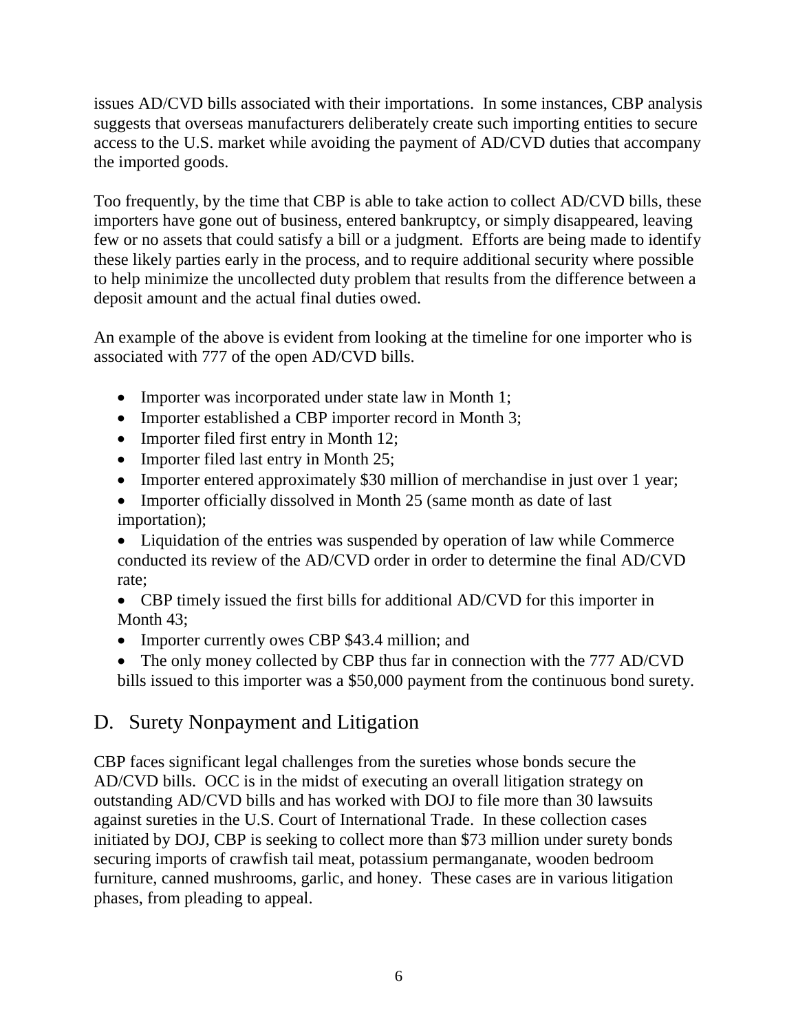issues AD/CVD bills associated with their importations. In some instances, CBP analysis suggests that overseas manufacturers deliberately create such importing entities to secure access to the U.S. market while avoiding the payment of AD/CVD duties that accompany the imported goods.

Too frequently, by the time that CBP is able to take action to collect AD/CVD bills, these importers have gone out of business, entered bankruptcy, or simply disappeared, leaving few or no assets that could satisfy a bill or a judgment. Efforts are being made to identify these likely parties early in the process, and to require additional security where possible to help minimize the uncollected duty problem that results from the difference between a deposit amount and the actual final duties owed.

An example of the above is evident from looking at the timeline for one importer who is associated with 777 of the open AD/CVD bills.

- Importer was incorporated under state law in Month 1;
- Importer established a CBP importer record in Month 3;
- Importer filed first entry in Month 12;
- Importer filed last entry in Month 25;
- Importer entered approximately $30 million of merchandise in just over 1 year;
- Importer officially dissolved in Month 25 (same month as date of last importation);
- Liquidation of the entries was suspended by operation of law while Commerce conducted its review of the AD/CVD order in order to determine the final AD/CVD rate;
- CBP timely issued the first bills for additional AD/CVD for this importer in Month 43;
- Importer currently owes CBP $43.4 million; and
- The only money collected by CBP thus far in connection with the 777 AD/CVD bills issued to this importer was a $50,000 payment from the continuous bond surety.

## D. Surety Nonpayment and Litigation

CBP faces significant legal challenges from the sureties whose bonds secure the AD/CVD bills. OCC is in the midst of executing an overall litigation strategy on outstanding AD/CVD bills and has worked with DOJ to file more than 30 lawsuits against sureties in the U.S. Court of International Trade. In these collection cases initiated by DOJ, CBP is seeking to collect more than $73 million under surety bonds securing imports of crawfish tail meat, potassium permanganate, wooden bedroom furniture, canned mushrooms, garlic, and honey. These cases are in various litigation phases, from pleading to appeal.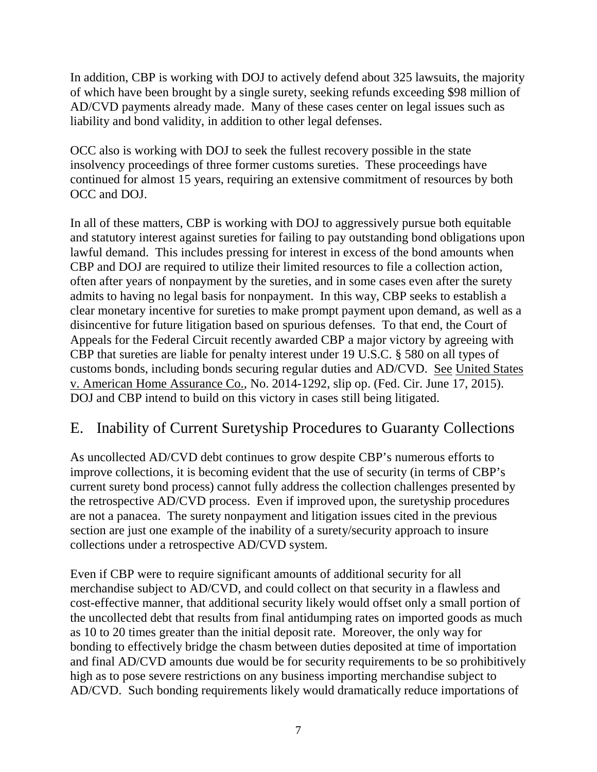In addition, CBP is working with DOJ to actively defend about 325 lawsuits, the majority of which have been brought by a single surety, seeking refunds exceeding $98 million of AD/CVD payments already made. Many of these cases center on legal issues such as liability and bond validity, in addition to other legal defenses.

OCC also is working with DOJ to seek the fullest recovery possible in the state insolvency proceedings of three former customs sureties. These proceedings have continued for almost 15 years, requiring an extensive commitment of resources by both OCC and DOJ.

In all of these matters, CBP is working with DOJ to aggressively pursue both equitable and statutory interest against sureties for failing to pay outstanding bond obligations upon lawful demand. This includes pressing for interest in excess of the bond amounts when CBP and DOJ are required to utilize their limited resources to file a collection action, often after years of nonpayment by the sureties, and in some cases even after the surety admits to having no legal basis for nonpayment. In this way, CBP seeks to establish a clear monetary incentive for sureties to make prompt payment upon demand, as well as a disincentive for future litigation based on spurious defenses. To that end, the Court of Appeals for the Federal Circuit recently awarded CBP a major victory by agreeing with CBP that sureties are liable for penalty interest under 19 U.S.C. § 580 on all types of customs bonds, including bonds securing regular duties and AD/CVD. See United States v. American Home Assurance Co., No. 2014-1292, slip op. (Fed. Cir. June 17, 2015). DOJ and CBP intend to build on this victory in cases still being litigated.

## E. Inability of Current Suretyship Procedures to Guaranty Collections

As uncollected AD/CVD debt continues to grow despite CBP's numerous efforts to improve collections, it is becoming evident that the use of security (in terms of CBP's current surety bond process) cannot fully address the collection challenges presented by the retrospective AD/CVD process. Even if improved upon, the suretyship procedures are not a panacea. The surety nonpayment and litigation issues cited in the previous section are just one example of the inability of a surety/security approach to insure collections under a retrospective AD/CVD system.

Even if CBP were to require significant amounts of additional security for all merchandise subject to AD/CVD, and could collect on that security in a flawless and cost-effective manner, that additional security likely would offset only a small portion of the uncollected debt that results from final antidumping rates on imported goods as much as 10 to 20 times greater than the initial deposit rate. Moreover, the only way for bonding to effectively bridge the chasm between duties deposited at time of importation and final AD/CVD amounts due would be for security requirements to be so prohibitively high as to pose severe restrictions on any business importing merchandise subject to AD/CVD. Such bonding requirements likely would dramatically reduce importations of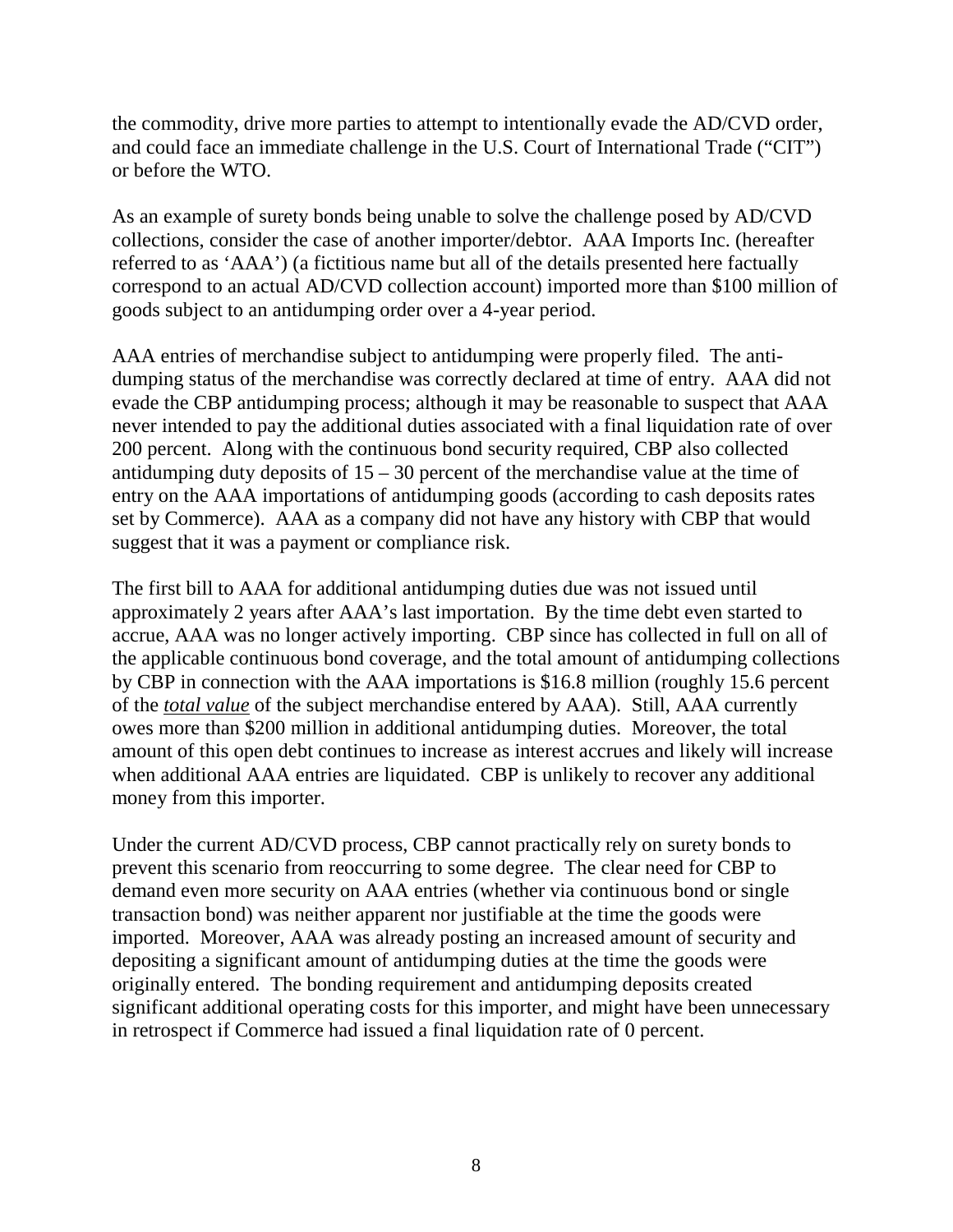the commodity, drive more parties to attempt to intentionally evade the AD/CVD order, and could face an immediate challenge in the U.S. Court of International Trade ("CIT") or before the WTO.

As an example of surety bonds being unable to solve the challenge posed by AD/CVD collections, consider the case of another importer/debtor. AAA Imports Inc. (hereafter referred to as 'AAA') (a fictitious name but all of the details presented here factually correspond to an actual AD/CVD collection account) imported more than $100 million of goods subject to an antidumping order over a 4-year period.

AAA entries of merchandise subject to antidumping were properly filed. The anti-dumping status of the merchandise was correctly declared at time of entry. AAA did not evade the CBP antidumping process; although it may be reasonable to suspect that AAA never intended to pay the additional duties associated with a final liquidation rate of over 200 percent. Along with the continuous bond security required, CBP also collected antidumping duty deposits of 15 – 30 percent of the merchandise value at the time of entry on the AAA importations of antidumping goods (according to cash deposits rates set by Commerce). AAA as a company did not have any history with CBP that would suggest that it was a payment or compliance risk.

The first bill to AAA for additional antidumping duties due was not issued until approximately 2 years after AAA's last importation. By the time debt even started to accrue, AAA was no longer actively importing. CBP since has collected in full on all of the applicable continuous bond coverage, and the total amount of antidumping collections by CBP in connection with the AAA importations is $16.8 million (roughly 15.6 percent of the ***total value*** of the subject merchandise entered by AAA). Still, AAA currently owes more than $200 million in additional antidumping duties. Moreover, the total amount of this open debt continues to increase as interest accrues and likely will increase when additional AAA entries are liquidated. CBP is unlikely to recover any additional money from this importer.

Under the current AD/CVD process, CBP cannot practically rely on surety bonds to prevent this scenario from reoccurring to some degree. The clear need for CBP to demand even more security on AAA entries (whether via continuous bond or single transaction bond) was neither apparent nor justifiable at the time the goods were imported. Moreover, AAA was already posting an increased amount of security and depositing a significant amount of antidumping duties at the time the goods were originally entered. The bonding requirement and antidumping deposits created significant additional operating costs for this importer, and might have been unnecessary in retrospect if Commerce had issued a final liquidation rate of 0 percent.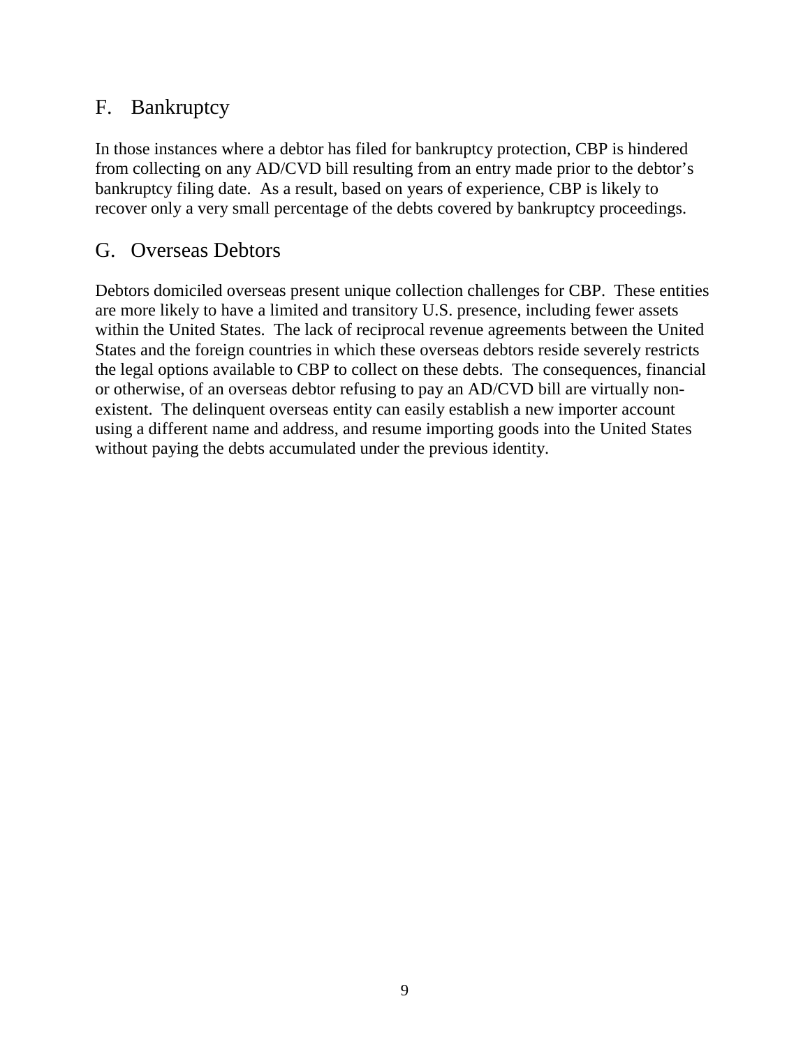## F. Bankruptcy

In those instances where a debtor has filed for bankruptcy protection, CBP is hindered from collecting on any AD/CVD bill resulting from an entry made prior to the debtor's bankruptcy filing date. As a result, based on years of experience, CBP is likely to recover only a very small percentage of the debts covered by bankruptcy proceedings.

## G. Overseas Debtors

Debtors domiciled overseas present unique collection challenges for CBP. These entities are more likely to have a limited and transitory U.S. presence, including fewer assets within the United States. The lack of reciprocal revenue agreements between the United States and the foreign countries in which these overseas debtors reside severely restricts the legal options available to CBP to collect on these debts. The consequences, financial or otherwise, of an overseas debtor refusing to pay an AD/CVD bill are virtually non-existent. The delinquent overseas entity can easily establish a new importer account using a different name and address, and resume importing goods into the United States without paying the debts accumulated under the previous identity.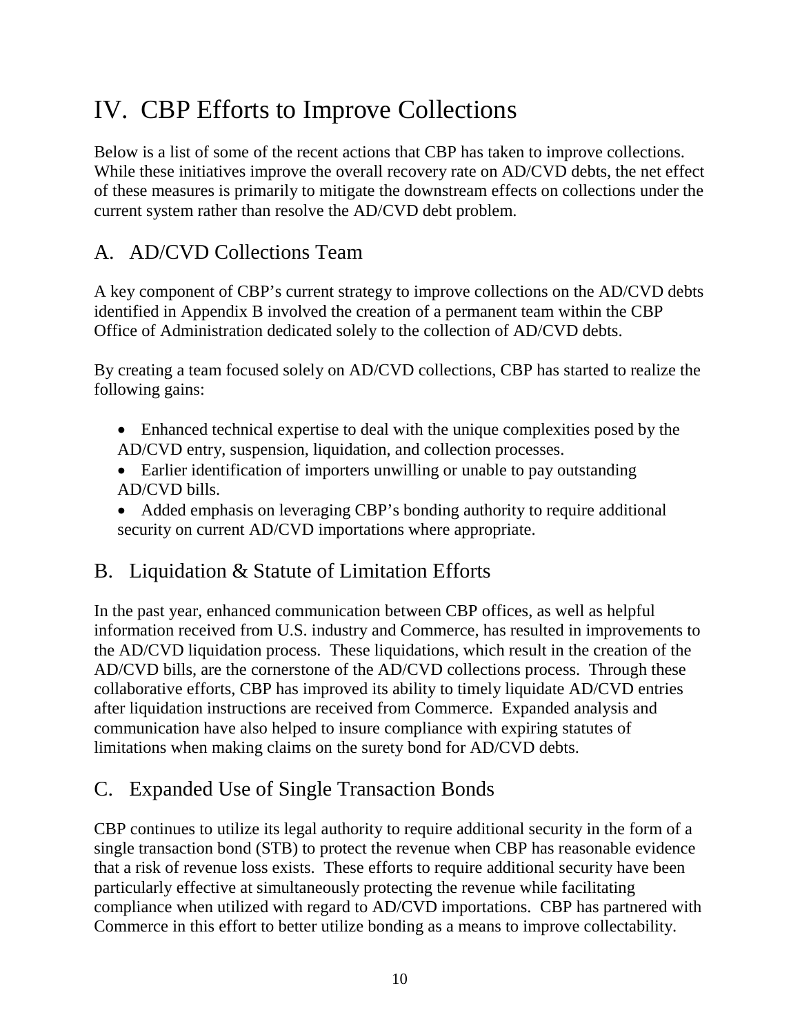# IV. CBP Efforts to Improve Collections

Below is a list of some of the recent actions that CBP has taken to improve collections. While these initiatives improve the overall recovery rate on AD/CVD debts, the net effect of these measures is primarily to mitigate the downstream effects on collections under the current system rather than resolve the AD/CVD debt problem.

## A. AD/CVD Collections Team

A key component of CBP's current strategy to improve collections on the AD/CVD debts identified in Appendix B involved the creation of a permanent team within the CBP Office of Administration dedicated solely to the collection of AD/CVD debts.

By creating a team focused solely on AD/CVD collections, CBP has started to realize the following gains:

- Enhanced technical expertise to deal with the unique complexities posed by the AD/CVD entry, suspension, liquidation, and collection processes.
- Earlier identification of importers unwilling or unable to pay outstanding AD/CVD bills.
- Added emphasis on leveraging CBP's bonding authority to require additional security on current AD/CVD importations where appropriate.

## B. Liquidation & Statute of Limitation Efforts

In the past year, enhanced communication between CBP offices, as well as helpful information received from U.S. industry and Commerce, has resulted in improvements to the AD/CVD liquidation process. These liquidations, which result in the creation of the AD/CVD bills, are the cornerstone of the AD/CVD collections process. Through these collaborative efforts, CBP has improved its ability to timely liquidate AD/CVD entries after liquidation instructions are received from Commerce. Expanded analysis and communication have also helped to insure compliance with expiring statutes of limitations when making claims on the surety bond for AD/CVD debts.

## C. Expanded Use of Single Transaction Bonds

CBP continues to utilize its legal authority to require additional security in the form of a single transaction bond (STB) to protect the revenue when CBP has reasonable evidence that a risk of revenue loss exists. These efforts to require additional security have been particularly effective at simultaneously protecting the revenue while facilitating compliance when utilized with regard to AD/CVD importations. CBP has partnered with Commerce in this effort to better utilize bonding as a means to improve collectability.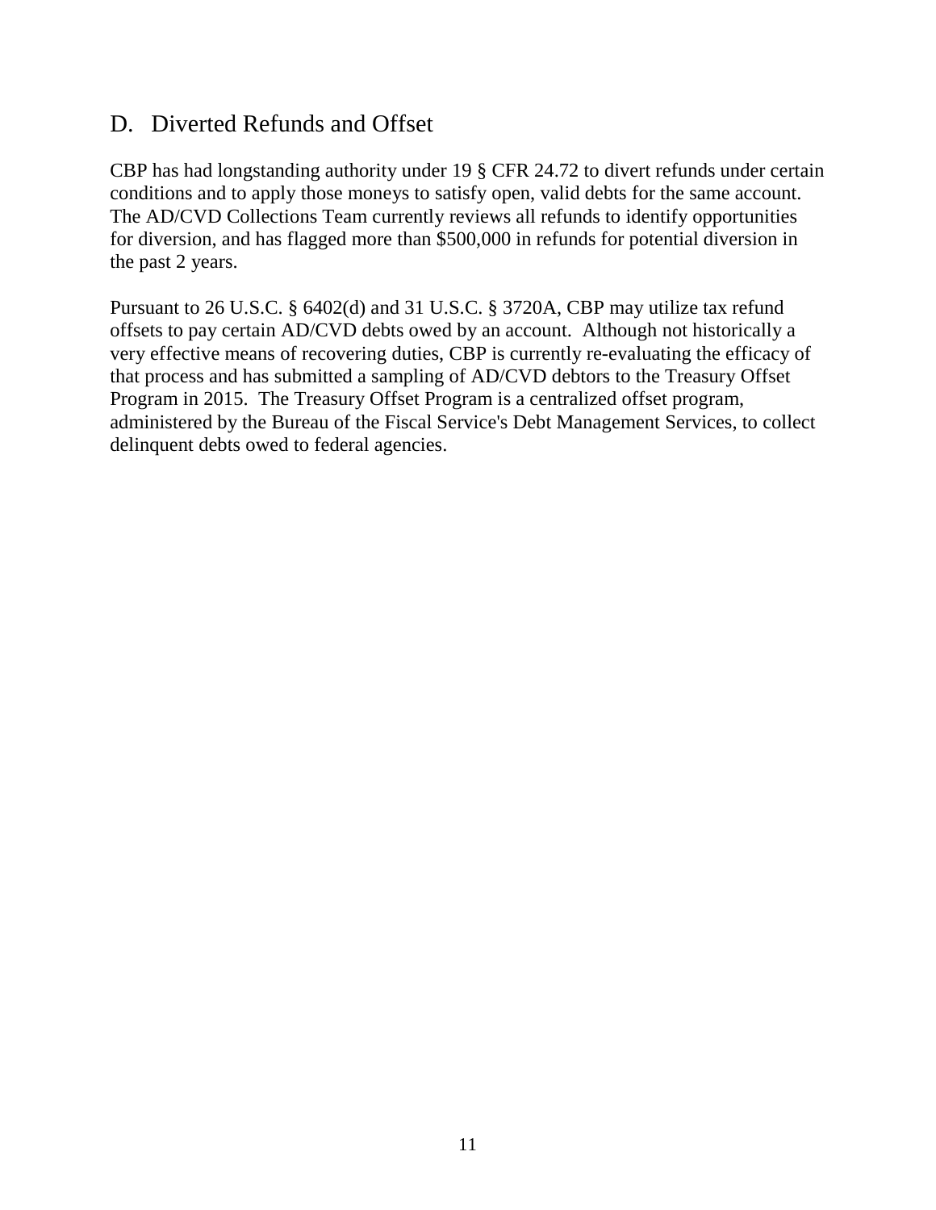## D. Diverted Refunds and Offset

CBP has had longstanding authority under 19 § CFR 24.72 to divert refunds under certain conditions and to apply those moneys to satisfy open, valid debts for the same account. The AD/CVD Collections Team currently reviews all refunds to identify opportunities for diversion, and has flagged more than $500,000 in refunds for potential diversion in the past 2 years.

Pursuant to 26 U.S.C. § 6402(d) and 31 U.S.C. § 3720A, CBP may utilize tax refund offsets to pay certain AD/CVD debts owed by an account. Although not historically a very effective means of recovering duties, CBP is currently re-evaluating the efficacy of that process and has submitted a sampling of AD/CVD debtors to the Treasury Offset Program in 2015. The Treasury Offset Program is a centralized offset program, administered by the Bureau of the Fiscal Service's Debt Management Services, to collect delinquent debts owed to federal agencies.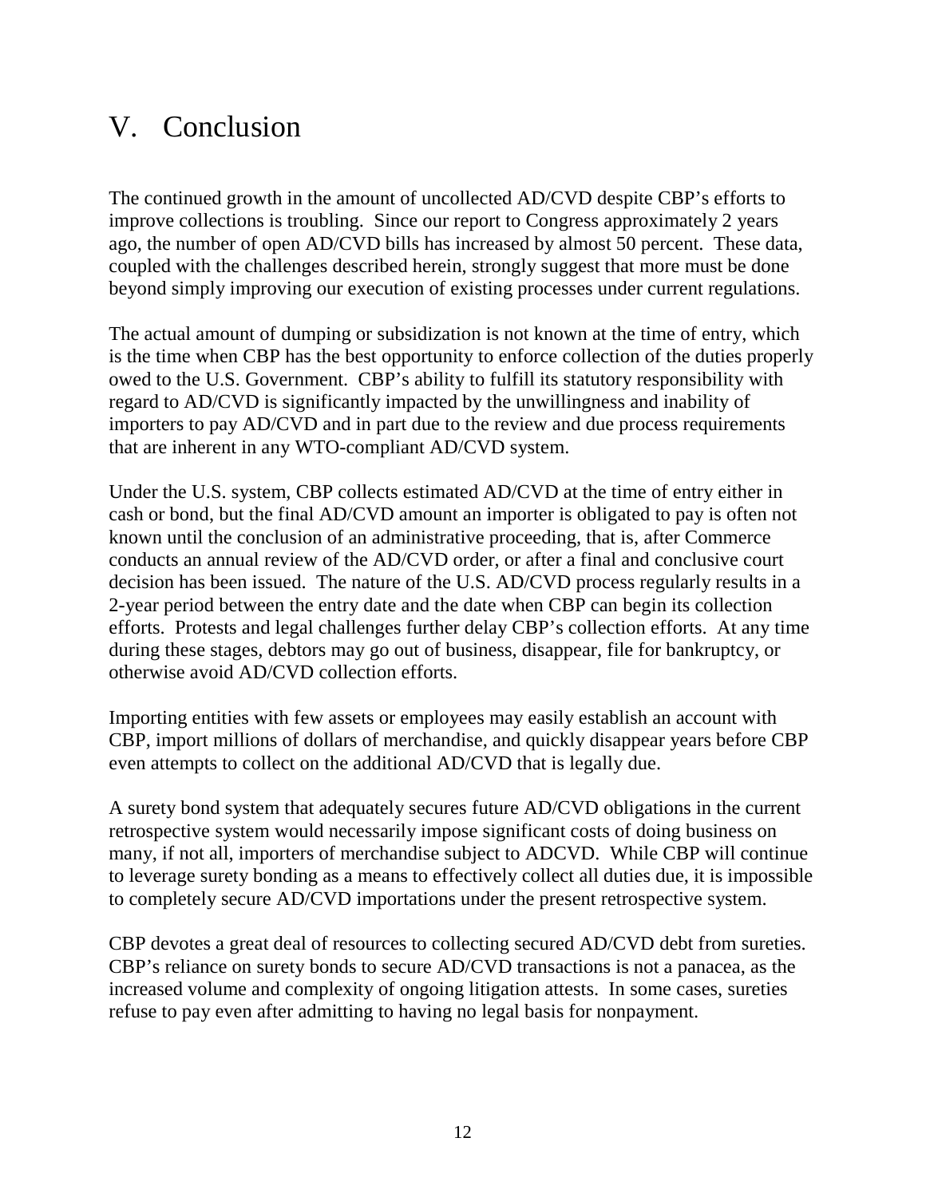# V. Conclusion

The continued growth in the amount of uncollected AD/CVD despite CBP's efforts to improve collections is troubling. Since our report to Congress approximately 2 years ago, the number of open AD/CVD bills has increased by almost 50 percent. These data, coupled with the challenges described herein, strongly suggest that more must be done beyond simply improving our execution of existing processes under current regulations.

The actual amount of dumping or subsidization is not known at the time of entry, which is the time when CBP has the best opportunity to enforce collection of the duties properly owed to the U.S. Government. CBP's ability to fulfill its statutory responsibility with regard to AD/CVD is significantly impacted by the unwillingness and inability of importers to pay AD/CVD and in part due to the review and due process requirements that are inherent in any WTO-compliant AD/CVD system.

Under the U.S. system, CBP collects estimated AD/CVD at the time of entry either in cash or bond, but the final AD/CVD amount an importer is obligated to pay is often not known until the conclusion of an administrative proceeding, that is, after Commerce conducts an annual review of the AD/CVD order, or after a final and conclusive court decision has been issued. The nature of the U.S. AD/CVD process regularly results in a 2-year period between the entry date and the date when CBP can begin its collection efforts. Protests and legal challenges further delay CBP's collection efforts. At any time during these stages, debtors may go out of business, disappear, file for bankruptcy, or otherwise avoid AD/CVD collection efforts.

Importing entities with few assets or employees may easily establish an account with CBP, import millions of dollars of merchandise, and quickly disappear years before CBP even attempts to collect on the additional AD/CVD that is legally due.

A surety bond system that adequately secures future AD/CVD obligations in the current retrospective system would necessarily impose significant costs of doing business on many, if not all, importers of merchandise subject to ADCVD. While CBP will continue to leverage surety bonding as a means to effectively collect all duties due, it is impossible to completely secure AD/CVD importations under the present retrospective system.

CBP devotes a great deal of resources to collecting secured AD/CVD debt from sureties. CBP's reliance on surety bonds to secure AD/CVD transactions is not a panacea, as the increased volume and complexity of ongoing litigation attests. In some cases, sureties refuse to pay even after admitting to having no legal basis for nonpayment.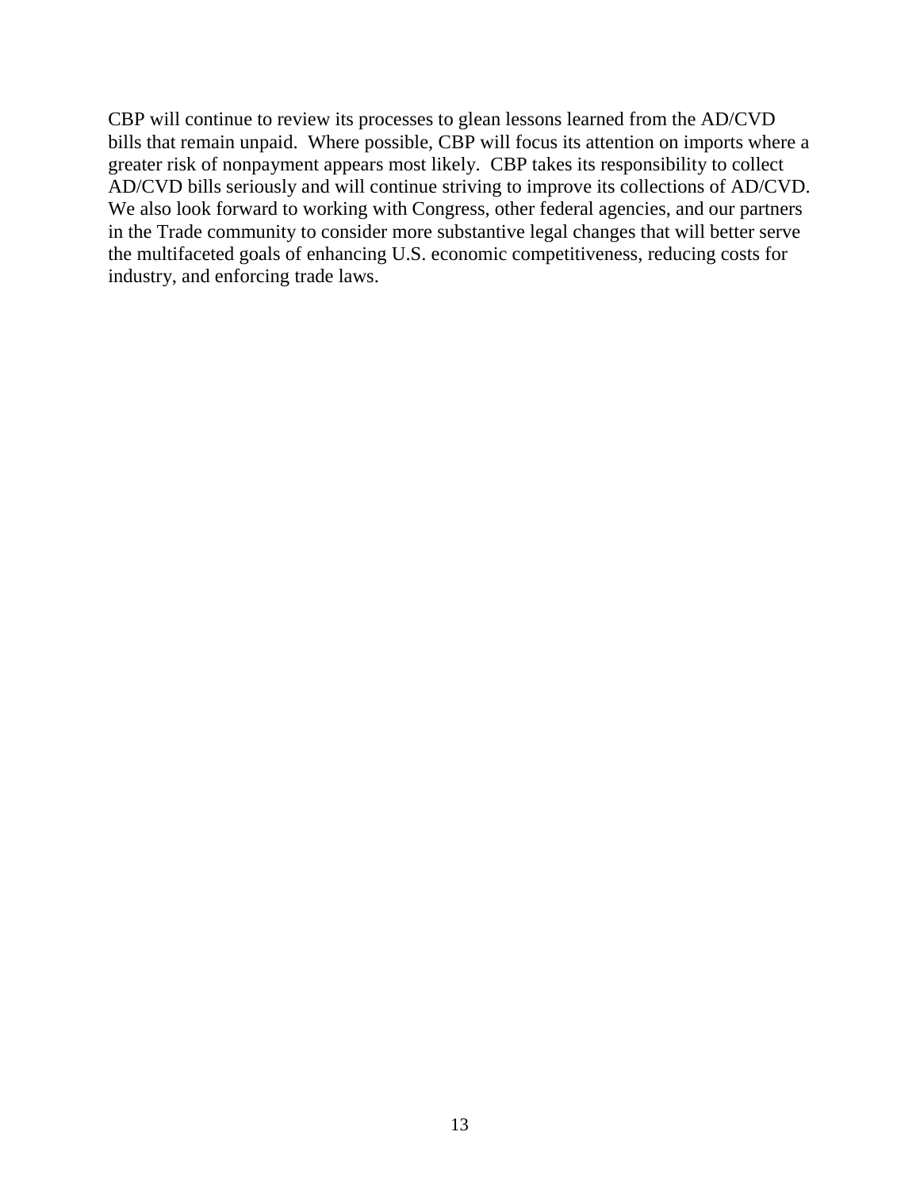CBP will continue to review its processes to glean lessons learned from the AD/CVD bills that remain unpaid. Where possible, CBP will focus its attention on imports where a greater risk of nonpayment appears most likely. CBP takes its responsibility to collect AD/CVD bills seriously and will continue striving to improve its collections of AD/CVD. We also look forward to working with Congress, other federal agencies, and our partners in the Trade community to consider more substantive legal changes that will better serve the multifaceted goals of enhancing U.S. economic competitiveness, reducing costs for industry, and enforcing trade laws.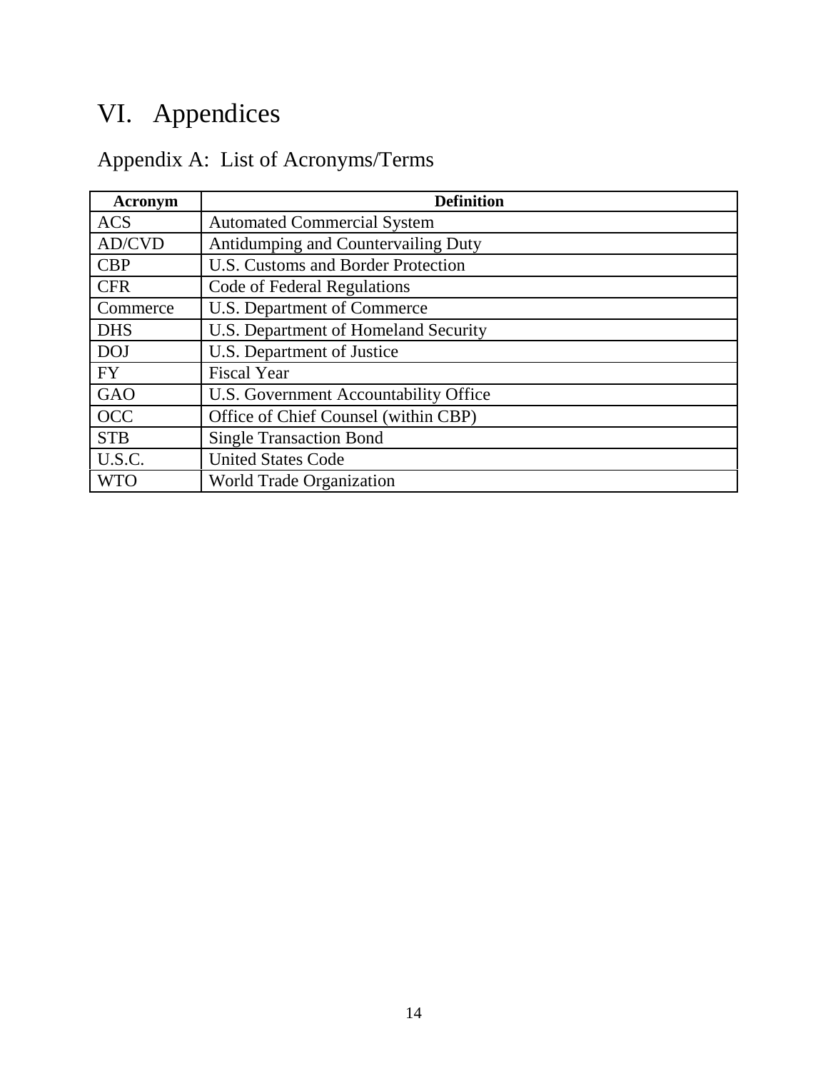# VI. Appendices

## Appendix A: List of Acronyms/Terms

| Acronym | Definition |
|---|---|
| ACS | Automated Commercial System |
| AD/CVD | Antidumping and Countervailing Duty |
| CBP | U.S. Customs and Border Protection |
| CFR | Code of Federal Regulations |
| Commerce | U.S. Department of Commerce |
| DHS | U.S. Department of Homeland Security |
| DOJ | U.S. Department of Justice |
| FY | Fiscal Year |
| GAO | U.S. Government Accountability Office |
| OCC | Office of Chief Counsel (within CBP) |
| STB | Single Transaction Bond |
| U.S.C. | United States Code |
| WTO | World Trade Organization |